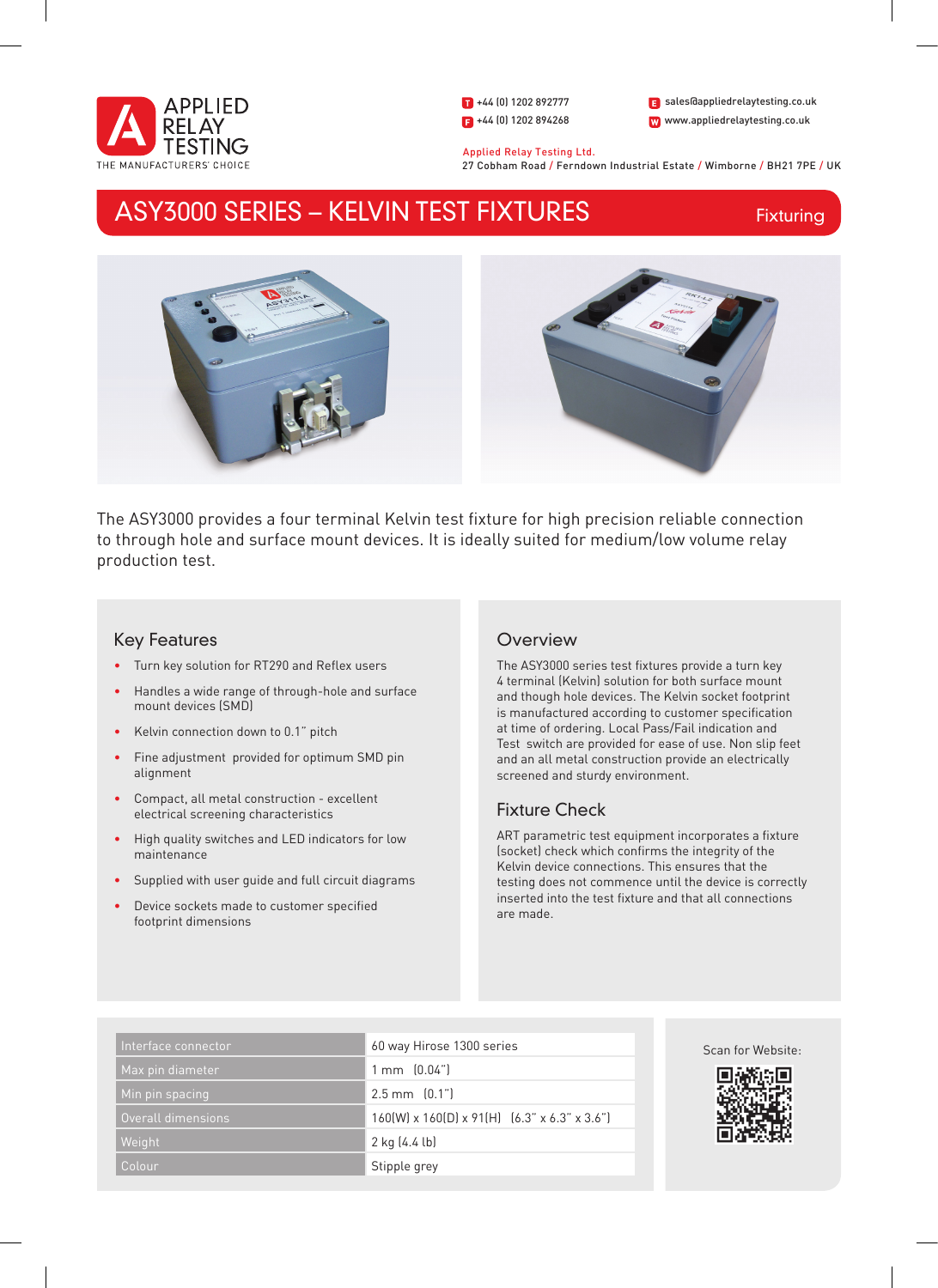APPLIED RELAY TESTING
THE MANUFACTURERS' CHOICE

T +44 (0) 1202 892777
F +44 (0) 1202 894268
E sales@appliedrelaytesting.co.uk
W www.appliedrelaytesting.co.uk

Applied Relay Testing Ltd.
27 Cobham Road / Ferndown Industrial Estate / Wimborne / BH21 7PE / UK

# ASY3000 SERIES – KELVIN TEST FIXTURES

Fixturing

The ASY3000 provides a four terminal Kelvin test fixture for high precision reliable connection to through hole and surface mount devices. It is ideally suited for medium/low volume relay production test.

## Key Features

- Turn key solution for RT290 and Reflex users
- Handles a wide range of through-hole and surface mount devices (SMD)
- Kelvin connection down to 0.1" pitch
- Fine adjustment provided for optimum SMD pin alignment
- Compact, all metal construction - excellent electrical screening characteristics
- High quality switches and LED indicators for low maintenance
- Supplied with user guide and full circuit diagrams
- Device sockets made to customer specified footprint dimensions

## Overview

The ASY3000 series test fixtures provide a turn key 4 terminal (Kelvin) solution for both surface mount and though hole devices. The Kelvin socket footprint is manufactured according to customer specification at time of ordering. Local Pass/Fail indication and Test switch are provided for ease of use. Non slip feet and an all metal construction provide an electrically screened and sturdy environment.

## Fixture Check

ART parametric test equipment incorporates a fixture (socket) check which confirms the integrity of the Kelvin device connections. This ensures that the testing does not commence until the device is correctly inserted into the test fixture and that all connections are made.

| | |
|---|---|
| Interface connector | 60 way Hirose 1300 series |
| Max pin diameter | 1 mm (0.04") |
| Min pin spacing | 2.5 mm (0.1") |
| Overall dimensions | 160(W) x 160(D) x 91(H) (6.3" x 6.3" x 3.6") |
| Weight | 2 kg (4.4 lb) |
| Colour | Stipple grey |

Scan for Website: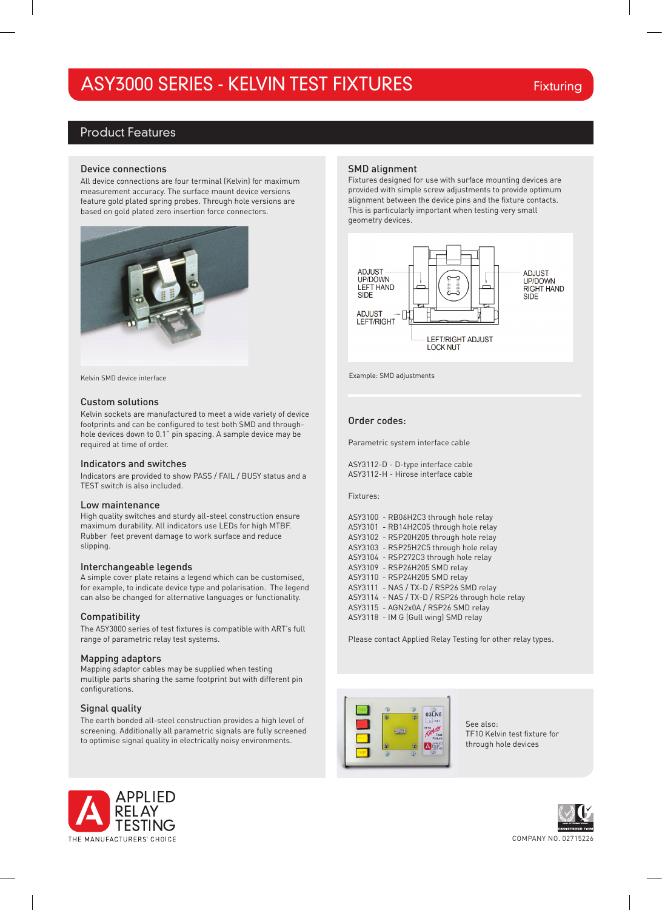# ASY3000 SERIES - KELVIN TEST FIXTURES

Fixturing

## Product Features

### Device connections

All device connections are four terminal (Kelvin) for maximum measurement accuracy. The surface mount device versions feature gold plated spring probes. Through hole versions are based on gold plated zero insertion force connectors.

Kelvin SMD device interface

### Custom solutions

Kelvin sockets are manufactured to meet a wide variety of device footprints and can be configured to test both SMD and through-hole devices down to 0.1" pin spacing. A sample device may be required at time of order.

### Indicators and switches

Indicators are provided to show PASS / FAIL / BUSY status and a TEST switch is also included.

### Low maintenance

High quality switches and sturdy all-steel construction ensure maximum durability. All indicators use LEDs for high MTBF. Rubber feet prevent damage to work surface and reduce slipping.

### Interchangeable legends

A simple cover plate retains a legend which can be customised, for example, to indicate device type and polarisation. The legend can also be changed for alternative languages or functionality.

### Compatibility

The ASY3000 series of test fixtures is compatible with ART's full range of parametric relay test systems.

### Mapping adaptors

Mapping adaptor cables may be supplied when testing multiple parts sharing the same footprint but with different pin configurations.

### Signal quality

The earth bonded all-steel construction provides a high level of screening. Additionally all parametric signals are fully screened to optimise signal quality in electrically noisy environments.

### SMD alignment

Fixtures designed for use with surface mounting devices are provided with simple screw adjustments to provide optimum alignment between the device pins and the fixture contacts. This is particularly important when testing very small geometry devices.

ADJUST UP/DOWN LEFT HAND SIDE

ADJUST LEFT/RIGHT

ADJUST UP/DOWN RIGHT HAND SIDE

LEFT/RIGHT ADJUST LOCK NUT

Example: SMD adjustments

### Order codes:

Parametric system interface cable

ASY3112-D - D-type interface cable
ASY3112-H - Hirose interface cable

Fixtures:

ASY3100 - RB06H2C3 through hole relay
ASY3101 - RB14H2C05 through hole relay
ASY3102 - RSP20H205 through hole relay
ASY3103 - RSP25H2C5 through hole relay
ASY3104 - RSP272C3 through hole relay
ASY3109 - RSP26H205 SMD relay
ASY3110 - RSP24H205 SMD relay
ASY3111 - NAS / TX-D / RSP26 SMD relay
ASY3114 - NAS / TX-D / RSP26 through hole relay
ASY3115 - AGN2x0A / RSP26 SMD relay
ASY3118 - IM G (Gull wing) SMD relay

Please contact Applied Relay Testing for other relay types.

See also:
TF10 Kelvin test fixture for through hole devices

APPLIED RELAY TESTING
THE MANUFACTURERS' CHOICE

COMPANY NO. 02715226